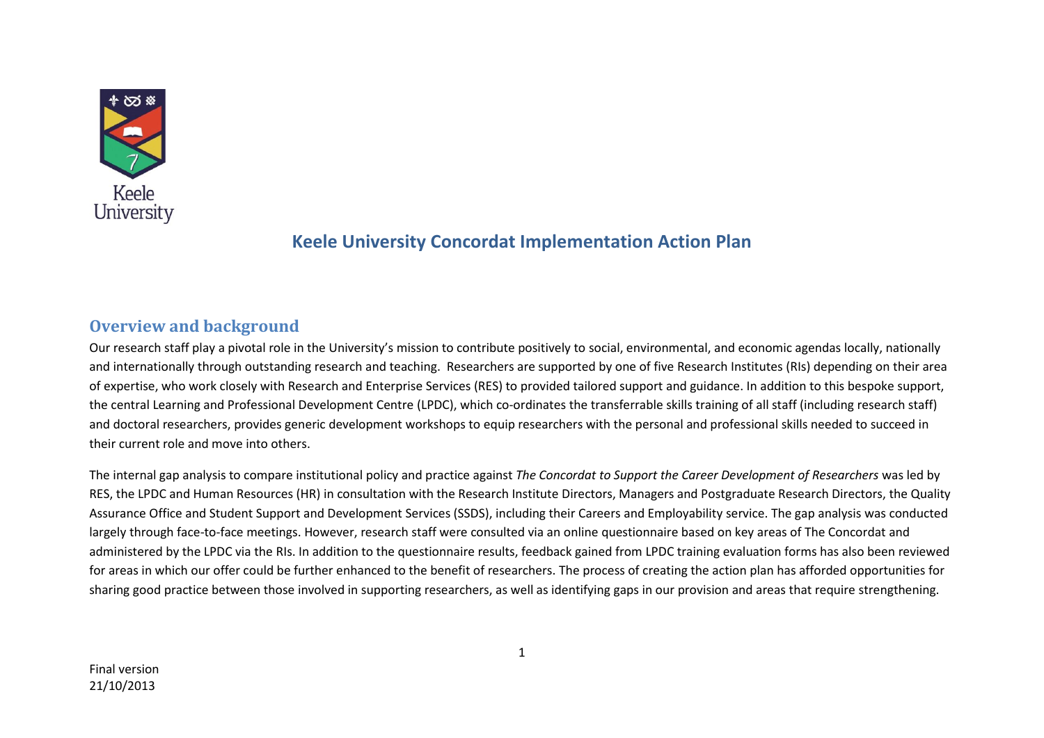Keele University

# Keele University Concordat Implementation Action Plan

## Overview and background

Our research staff play a pivotal role in the University's mission to contribute positively to social, environmental, and economic agendas locally, nationally and internationally through outstanding research and teaching. Researchers are supported by one of five Research Institutes (RIs) depending on their area of expertise, who work closely with Research and Enterprise Services (RES) to provided tailored support and guidance. In addition to this bespoke support, the central Learning and Professional Development Centre (LPDC), which co-ordinates the transferrable skills training of all staff (including research staff) and doctoral researchers, provides generic development workshops to equip researchers with the personal and professional skills needed to succeed in their current role and move into others.

The internal gap analysis to compare institutional policy and practice against *The Concordat to Support the Career Development of Researchers* was led by RES, the LPDC and Human Resources (HR) in consultation with the Research Institute Directors, Managers and Postgraduate Research Directors, the Quality Assurance Office and Student Support and Development Services (SSDS), including their Careers and Employability service. The gap analysis was conducted largely through face-to-face meetings. However, research staff were consulted via an online questionnaire based on key areas of The Concordat and administered by the LPDC via the RIs. In addition to the questionnaire results, feedback gained from LPDC training evaluation forms has also been reviewed for areas in which our offer could be further enhanced to the benefit of researchers. The process of creating the action plan has afforded opportunities for sharing good practice between those involved in supporting researchers, as well as identifying gaps in our provision and areas that require strengthening.

Final version
21/10/2013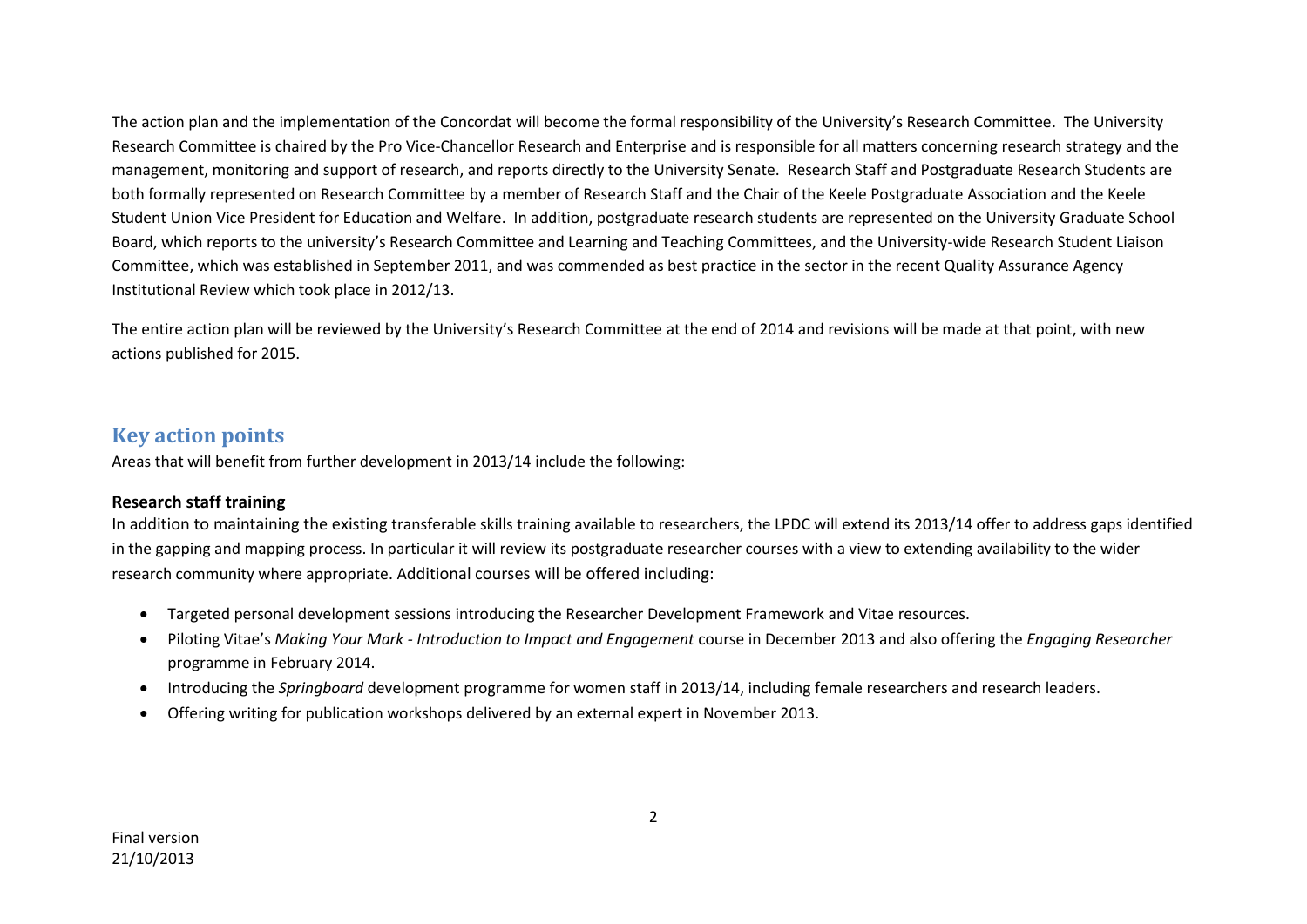The action plan and the implementation of the Concordat will become the formal responsibility of the University's Research Committee. The University Research Committee is chaired by the Pro Vice-Chancellor Research and Enterprise and is responsible for all matters concerning research strategy and the management, monitoring and support of research, and reports directly to the University Senate. Research Staff and Postgraduate Research Students are both formally represented on Research Committee by a member of Research Staff and the Chair of the Keele Postgraduate Association and the Keele Student Union Vice President for Education and Welfare. In addition, postgraduate research students are represented on the University Graduate School Board, which reports to the university's Research Committee and Learning and Teaching Committees, and the University-wide Research Student Liaison Committee, which was established in September 2011, and was commended as best practice in the sector in the recent Quality Assurance Agency Institutional Review which took place in 2012/13.

The entire action plan will be reviewed by the University's Research Committee at the end of 2014 and revisions will be made at that point, with new actions published for 2015.

## Key action points

Areas that will benefit from further development in 2013/14 include the following:

### Research staff training

In addition to maintaining the existing transferable skills training available to researchers, the LPDC will extend its 2013/14 offer to address gaps identified in the gapping and mapping process. In particular it will review its postgraduate researcher courses with a view to extending availability to the wider research community where appropriate. Additional courses will be offered including:

- Targeted personal development sessions introducing the Researcher Development Framework and Vitae resources.
- Piloting Vitae's *Making Your Mark - Introduction to Impact and Engagement* course in December 2013 and also offering the *Engaging Researcher* programme in February 2014.
- Introducing the *Springboard* development programme for women staff in 2013/14, including female researchers and research leaders.
- Offering writing for publication workshops delivered by an external expert in November 2013.

Final version
21/10/2013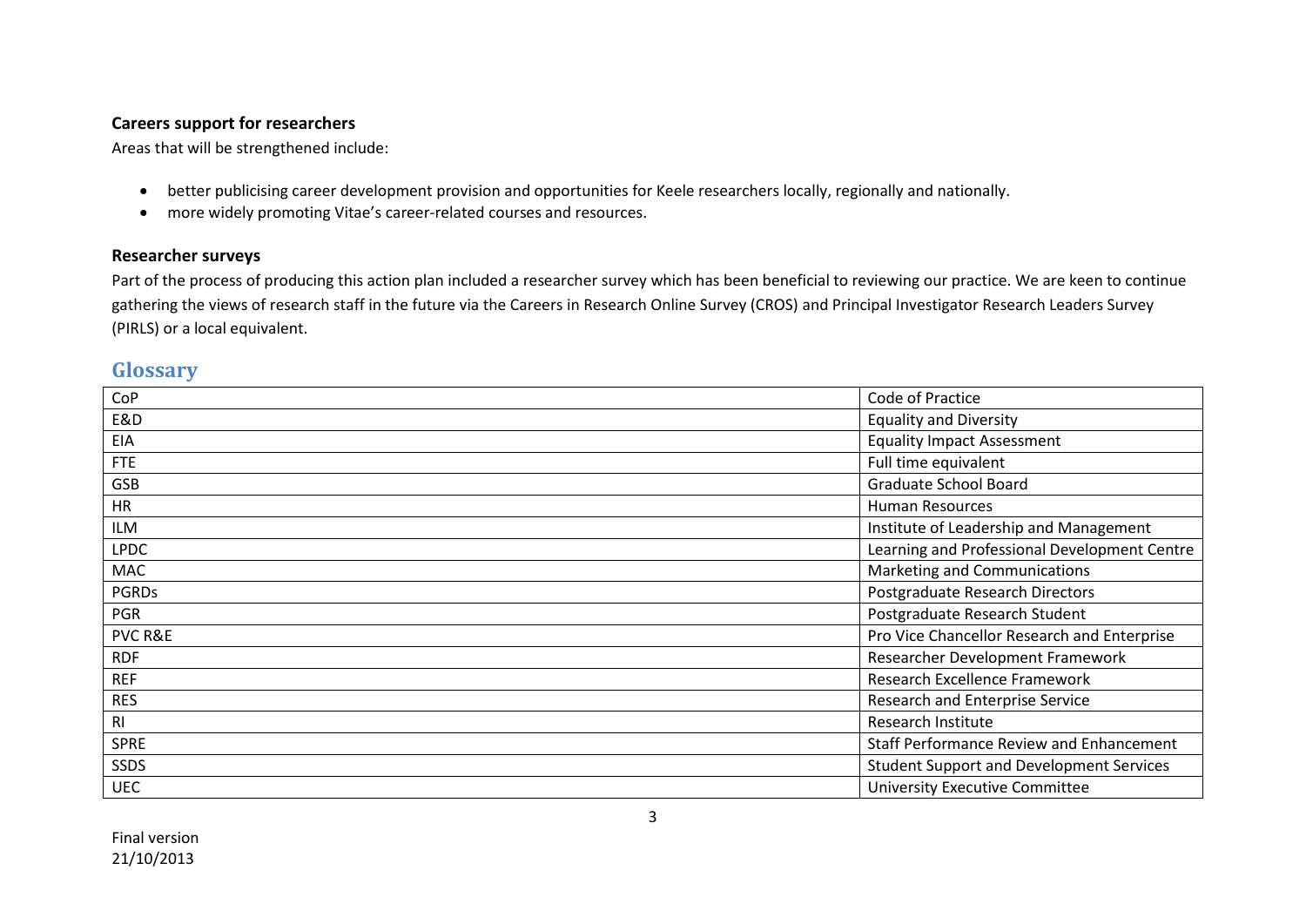**Careers support for researchers**

Areas that will be strengthened include:

- better publicising career development provision and opportunities for Keele researchers locally, regionally and nationally.
- more widely promoting Vitae's career-related courses and resources.

**Researcher surveys**

Part of the process of producing this action plan included a researcher survey which has been beneficial to reviewing our practice. We are keen to continue gathering the views of research staff in the future via the Careers in Research Online Survey (CROS) and Principal Investigator Research Leaders Survey (PIRLS) or a local equivalent.

## Glossary

| | |
|---|---|
| CoP | Code of Practice |
| E&D | Equality and Diversity |
| EIA | Equality Impact Assessment |
| FTE | Full time equivalent |
| GSB | Graduate School Board |
| HR | Human Resources |
| ILM | Institute of Leadership and Management |
| LPDC | Learning and Professional Development Centre |
| MAC | Marketing and Communications |
| PGRDs | Postgraduate Research Directors |
| PGR | Postgraduate Research Student |
| PVC R&E | Pro Vice Chancellor Research and Enterprise |
| RDF | Researcher Development Framework |
| REF | Research Excellence Framework |
| RES | Research and Enterprise Service |
| RI | Research Institute |
| SPRE | Staff Performance Review and Enhancement |
| SSDS | Student Support and Development Services |
| UEC | University Executive Committee |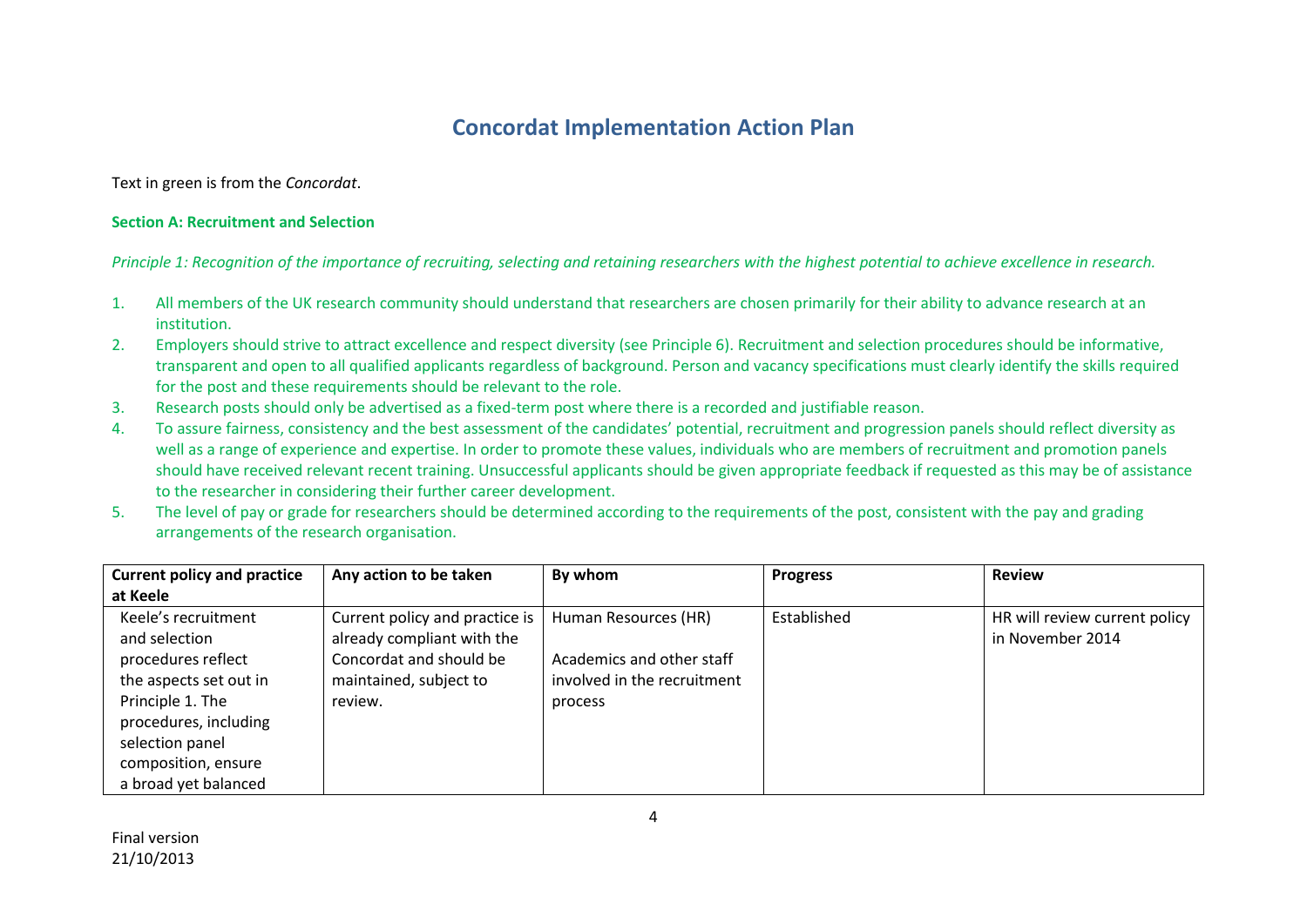# Concordat Implementation Action Plan

Text in green is from the *Concordat*.

**Section A: Recruitment and Selection**

*Principle 1: Recognition of the importance of recruiting, selecting and retaining researchers with the highest potential to achieve excellence in research.*

1. All members of the UK research community should understand that researchers are chosen primarily for their ability to advance research at an institution.
2. Employers should strive to attract excellence and respect diversity (see Principle 6). Recruitment and selection procedures should be informative, transparent and open to all qualified applicants regardless of background. Person and vacancy specifications must clearly identify the skills required for the post and these requirements should be relevant to the role.
3. Research posts should only be advertised as a fixed-term post where there is a recorded and justifiable reason.
4. To assure fairness, consistency and the best assessment of the candidates' potential, recruitment and progression panels should reflect diversity as well as a range of experience and expertise. In order to promote these values, individuals who are members of recruitment and promotion panels should have received relevant recent training. Unsuccessful applicants should be given appropriate feedback if requested as this may be of assistance to the researcher in considering their further career development.
5. The level of pay or grade for researchers should be determined according to the requirements of the post, consistent with the pay and grading arrangements of the research organisation.

| Current policy and practice at Keele | Any action to be taken | By whom | Progress | Review |
|---|---|---|---|---|
| Keele's recruitment and selection procedures reflect the aspects set out in Principle 1. The procedures, including selection panel composition, ensure a broad yet balanced | Current policy and practice is already compliant with the Concordat and should be maintained, subject to review. | Human Resources (HR)<br><br>Academics and other staff involved in the recruitment process | Established | HR will review current policy in November 2014 |

Final version
21/10/2013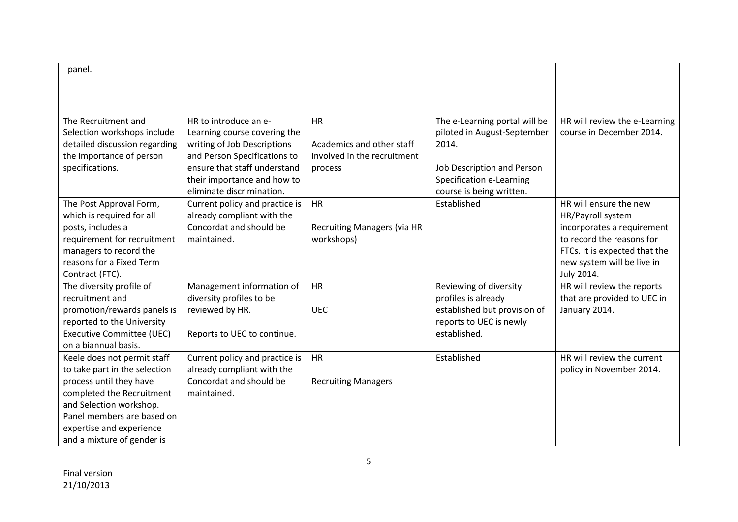| | | | | |
|---|---|---|---|---|
| panel. | | | | |
| The Recruitment and Selection workshops include detailed discussion regarding the importance of person specifications. | HR to introduce an e-Learning course covering the writing of Job Descriptions and Person Specifications to ensure that staff understand their importance and how to eliminate discrimination. | HR<br><br>Academics and other staff involved in the recruitment process | The e-Learning portal will be piloted in August-September 2014.<br><br>Job Description and Person Specification e-Learning course is being written. | HR will review the e-Learning course in December 2014. |
| The Post Approval Form, which is required for all posts, includes a requirement for recruitment managers to record the reasons for a Fixed Term Contract (FTC). | Current policy and practice is already compliant with the Concordat and should be maintained. | HR<br><br>Recruiting Managers (via HR workshops) | Established | HR will ensure the new HR/Payroll system incorporates a requirement to record the reasons for FTCs. It is expected that the new system will be live in July 2014. |
| The diversity profile of recruitment and promotion/rewards panels is reported to the University Executive Committee (UEC) on a biannual basis. | Management information of diversity profiles to be reviewed by HR.<br><br>Reports to UEC to continue. | HR<br><br>UEC | Reviewing of diversity profiles is already established but provision of reports to UEC is newly established. | HR will review the reports that are provided to UEC in January 2014. |
| Keele does not permit staff to take part in the selection process until they have completed the Recruitment and Selection workshop. Panel members are based on expertise and experience and a mixture of gender is | Current policy and practice is already compliant with the Concordat and should be maintained. | HR<br><br>Recruiting Managers | Established | HR will review the current policy in November 2014. |

Final version
21/10/2013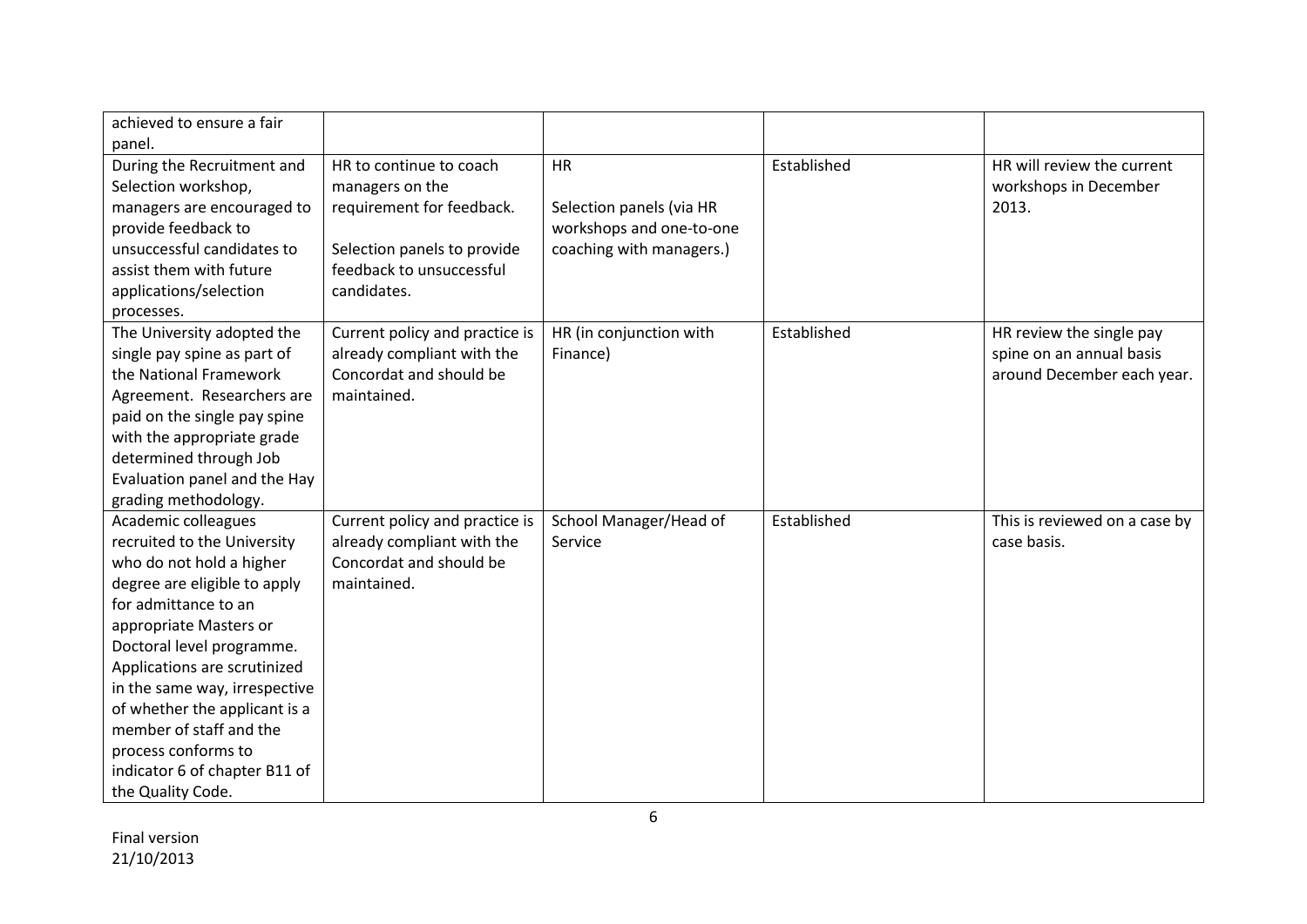| | | | | |
|---|---|---|---|---|
| achieved to ensure a fair panel. | | | | |
| During the Recruitment and Selection workshop, managers are encouraged to provide feedback to unsuccessful candidates to assist them with future applications/selection processes. | HR to continue to coach managers on the requirement for feedback.<br><br>Selection panels to provide feedback to unsuccessful candidates. | HR<br><br>Selection panels (via HR workshops and one-to-one coaching with managers.) | Established | HR will review the current workshops in December 2013. |
| The University adopted the single pay spine as part of the National Framework Agreement. Researchers are paid on the single pay spine with the appropriate grade determined through Job Evaluation panel and the Hay grading methodology. | Current policy and practice is already compliant with the Concordat and should be maintained. | HR (in conjunction with Finance) | Established | HR review the single pay spine on an annual basis around December each year. |
| Academic colleagues recruited to the University who do not hold a higher degree are eligible to apply for admittance to an appropriate Masters or Doctoral level programme. Applications are scrutinized in the same way, irrespective of whether the applicant is a member of staff and the process conforms to indicator 6 of chapter B11 of the Quality Code. | Current policy and practice is already compliant with the Concordat and should be maintained. | School Manager/Head of Service | Established | This is reviewed on a case by case basis. |

Final version
21/10/2013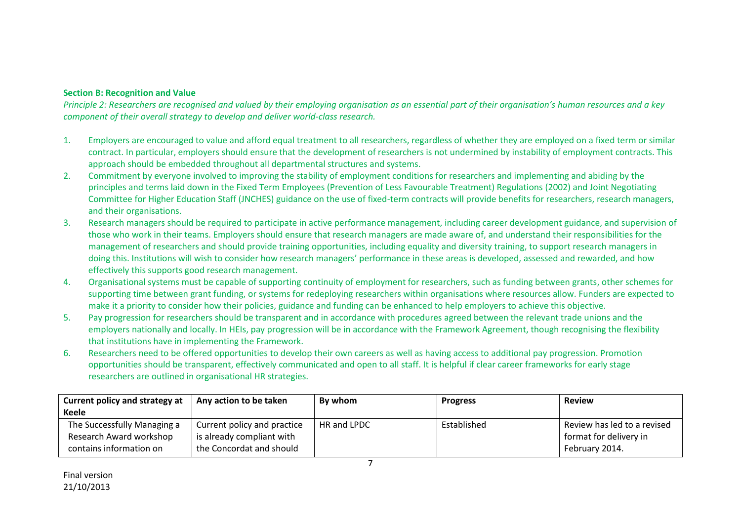**Section B: Recognition and Value**

*Principle 2: Researchers are recognised and valued by their employing organisation as an essential part of their organisation's human resources and a key component of their overall strategy to develop and deliver world-class research.*

1. Employers are encouraged to value and afford equal treatment to all researchers, regardless of whether they are employed on a fixed term or similar contract. In particular, employers should ensure that the development of researchers is not undermined by instability of employment contracts. This approach should be embedded throughout all departmental structures and systems.
2. Commitment by everyone involved to improving the stability of employment conditions for researchers and implementing and abiding by the principles and terms laid down in the Fixed Term Employees (Prevention of Less Favourable Treatment) Regulations (2002) and Joint Negotiating Committee for Higher Education Staff (JNCHES) guidance on the use of fixed-term contracts will provide benefits for researchers, research managers, and their organisations.
3. Research managers should be required to participate in active performance management, including career development guidance, and supervision of those who work in their teams. Employers should ensure that research managers are made aware of, and understand their responsibilities for the management of researchers and should provide training opportunities, including equality and diversity training, to support research managers in doing this. Institutions will wish to consider how research managers' performance in these areas is developed, assessed and rewarded, and how effectively this supports good research management.
4. Organisational systems must be capable of supporting continuity of employment for researchers, such as funding between grants, other schemes for supporting time between grant funding, or systems for redeploying researchers within organisations where resources allow. Funders are expected to make it a priority to consider how their policies, guidance and funding can be enhanced to help employers to achieve this objective.
5. Pay progression for researchers should be transparent and in accordance with procedures agreed between the relevant trade unions and the employers nationally and locally. In HEIs, pay progression will be in accordance with the Framework Agreement, though recognising the flexibility that institutions have in implementing the Framework.
6. Researchers need to be offered opportunities to develop their own careers as well as having access to additional pay progression. Promotion opportunities should be transparent, effectively communicated and open to all staff. It is helpful if clear career frameworks for early stage researchers are outlined in organisational HR strategies.

| Current policy and strategy at Keele | Any action to be taken | By whom | Progress | Review |
|---|---|---|---|---|
| The Successfully Managing a Research Award workshop contains information on | Current policy and practice is already compliant with the Concordat and should | HR and LPDC | Established | Review has led to a revised format for delivery in February 2014. |

Final version
21/10/2013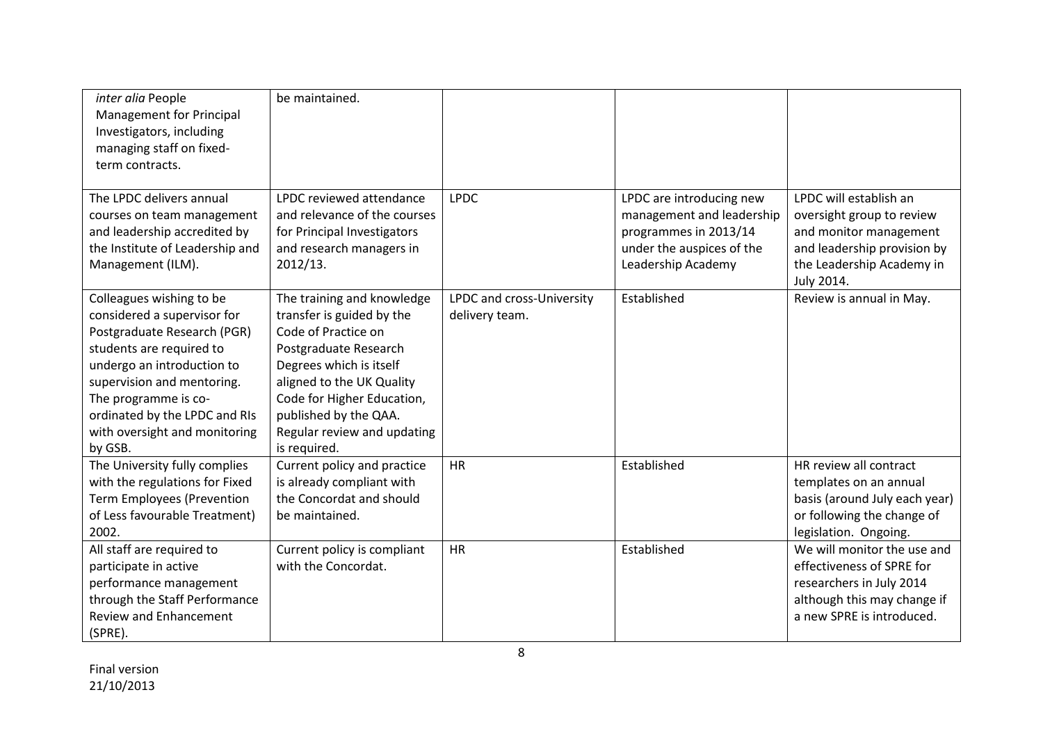| | | | | |
|---|---|---|---|---|
| *inter alia* People Management for Principal Investigators, including managing staff on fixed-term contracts. | be maintained. | | | |
| The LPDC delivers annual courses on team management and leadership accredited by the Institute of Leadership and Management (ILM). | LPDC reviewed attendance and relevance of the courses for Principal Investigators and research managers in 2012/13. | LPDC | LPDC are introducing new management and leadership programmes in 2013/14 under the auspices of the Leadership Academy | LPDC will establish an oversight group to review and monitor management and leadership provision by the Leadership Academy in July 2014. |
| Colleagues wishing to be considered a supervisor for Postgraduate Research (PGR) students are required to undergo an introduction to supervision and mentoring. The programme is co-ordinated by the LPDC and RIs with oversight and monitoring by GSB. | The training and knowledge transfer is guided by the Code of Practice on Postgraduate Research Degrees which is itself aligned to the UK Quality Code for Higher Education, published by the QAA. Regular review and updating is required. | LPDC and cross-University delivery team. | Established | Review is annual in May. |
| The University fully complies with the regulations for Fixed Term Employees (Prevention of Less favourable Treatment) 2002. | Current policy and practice is already compliant with the Concordat and should be maintained. | HR | Established | HR review all contract templates on an annual basis (around July each year) or following the change of legislation. Ongoing. |
| All staff are required to participate in active performance management through the Staff Performance Review and Enhancement (SPRE). | Current policy is compliant with the Concordat. | HR | Established | We will monitor the use and effectiveness of SPRE for researchers in July 2014 although this may change if a new SPRE is introduced. |

Final version
21/10/2013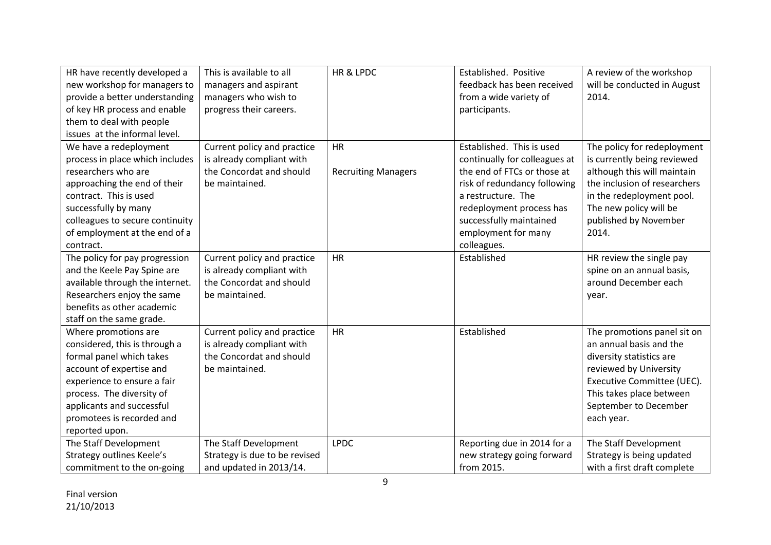| | | | | |
|---|---|---|---|---|
| HR have recently developed a new workshop for managers to provide a better understanding of key HR process and enable them to deal with people issues at the informal level. | This is available to all managers and aspirant managers who wish to progress their careers. | HR & LPDC | Established. Positive feedback has been received from a wide variety of participants. | A review of the workshop will be conducted in August 2014. |
| We have a redeployment process in place which includes researchers who are approaching the end of their contract. This is used successfully by many colleagues to secure continuity of employment at the end of a contract. | Current policy and practice is already compliant with the Concordat and should be maintained. | HR<br><br>Recruiting Managers | Established. This is used continually for colleagues at the end of FTCs or those at risk of redundancy following a restructure. The redeployment process has successfully maintained employment for many colleagues. | The policy for redeployment is currently being reviewed although this will maintain the inclusion of researchers in the redeployment pool. The new policy will be published by November 2014. |
| The policy for pay progression and the Keele Pay Spine are available through the internet. Researchers enjoy the same benefits as other academic staff on the same grade. | Current policy and practice is already compliant with the Concordat and should be maintained. | HR | Established | HR review the single pay spine on an annual basis, around December each year. |
| Where promotions are considered, this is through a formal panel which takes account of expertise and experience to ensure a fair process. The diversity of applicants and successful promotees is recorded and reported upon. | Current policy and practice is already compliant with the Concordat and should be maintained. | HR | Established | The promotions panel sit on an annual basis and the diversity statistics are reviewed by University Executive Committee (UEC). This takes place between September to December each year. |
| The Staff Development Strategy outlines Keele's commitment to the on-going | The Staff Development Strategy is due to be revised and updated in 2013/14. | LPDC | Reporting due in 2014 for a new strategy going forward from 2015. | The Staff Development Strategy is being updated with a first draft complete |

Final version
21/10/2013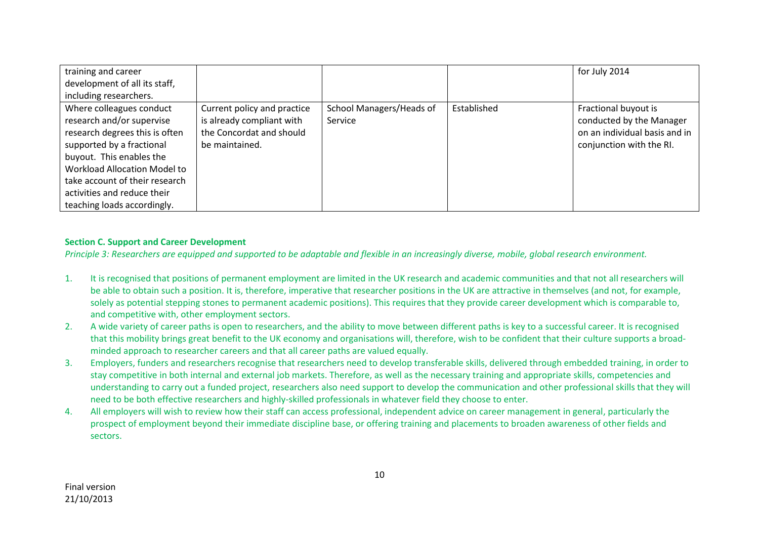| | | | | |
|---|---|---|---|---|
| training and career development of all its staff, including researchers. | | | | for July 2014 |
| Where colleagues conduct research and/or supervise research degrees this is often supported by a fractional buyout. This enables the Workload Allocation Model to take account of their research activities and reduce their teaching loads accordingly. | Current policy and practice is already compliant with the Concordat and should be maintained. | School Managers/Heads of Service | Established | Fractional buyout is conducted by the Manager on an individual basis and in conjunction with the RI. |

**Section C. Support and Career Development**

*Principle 3: Researchers are equipped and supported to be adaptable and flexible in an increasingly diverse, mobile, global research environment.*

1. It is recognised that positions of permanent employment are limited in the UK research and academic communities and that not all researchers will be able to obtain such a position. It is, therefore, imperative that researcher positions in the UK are attractive in themselves (and not, for example, solely as potential stepping stones to permanent academic positions). This requires that they provide career development which is comparable to, and competitive with, other employment sectors.
2. A wide variety of career paths is open to researchers, and the ability to move between different paths is key to a successful career. It is recognised that this mobility brings great benefit to the UK economy and organisations will, therefore, wish to be confident that their culture supports a broad-minded approach to researcher careers and that all career paths are valued equally.
3. Employers, funders and researchers recognise that researchers need to develop transferable skills, delivered through embedded training, in order to stay competitive in both internal and external job markets. Therefore, as well as the necessary training and appropriate skills, competencies and understanding to carry out a funded project, researchers also need support to develop the communication and other professional skills that they will need to be both effective researchers and highly-skilled professionals in whatever field they choose to enter.
4. All employers will wish to review how their staff can access professional, independent advice on career management in general, particularly the prospect of employment beyond their immediate discipline base, or offering training and placements to broaden awareness of other fields and sectors.

Final version
21/10/2013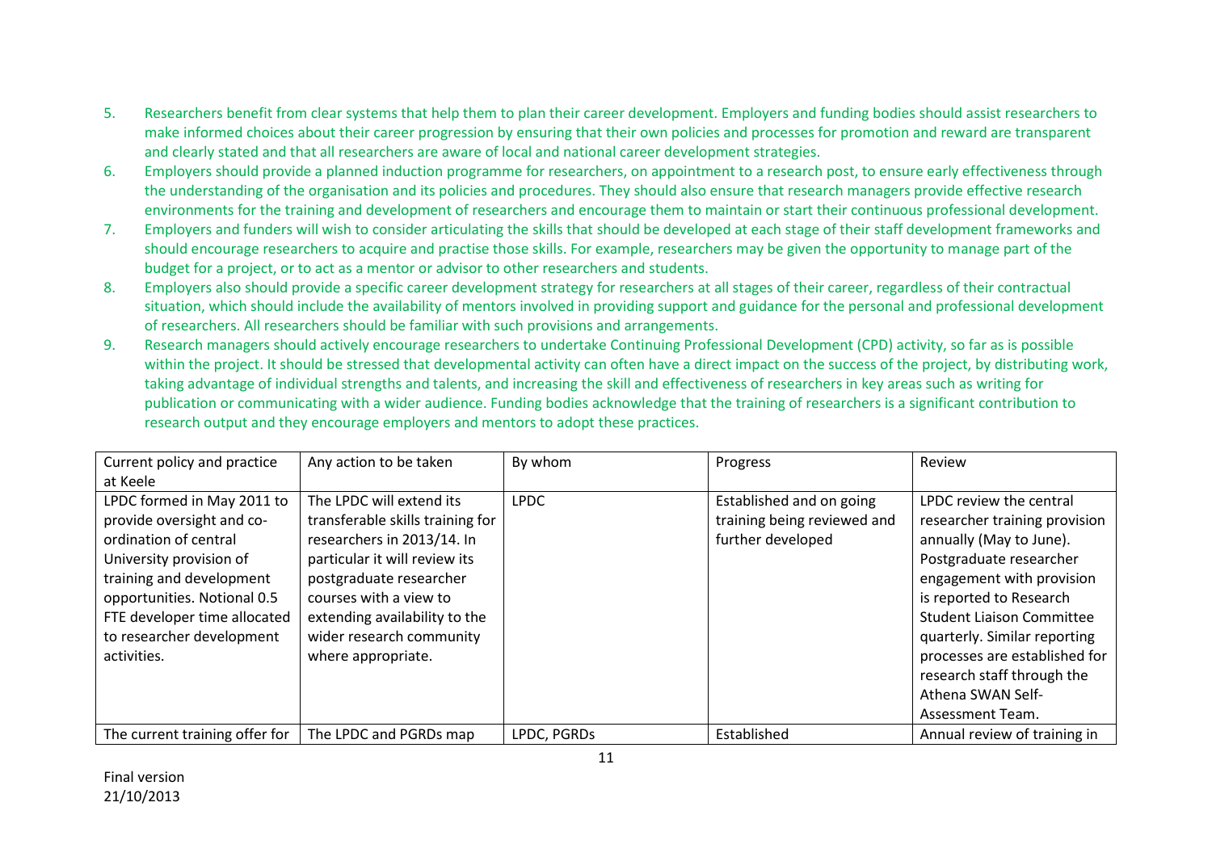5. Researchers benefit from clear systems that help them to plan their career development. Employers and funding bodies should assist researchers to make informed choices about their career progression by ensuring that their own policies and processes for promotion and reward are transparent and clearly stated and that all researchers are aware of local and national career development strategies.
6. Employers should provide a planned induction programme for researchers, on appointment to a research post, to ensure early effectiveness through the understanding of the organisation and its policies and procedures. They should also ensure that research managers provide effective research environments for the training and development of researchers and encourage them to maintain or start their continuous professional development.
7. Employers and funders will wish to consider articulating the skills that should be developed at each stage of their staff development frameworks and should encourage researchers to acquire and practise those skills. For example, researchers may be given the opportunity to manage part of the budget for a project, or to act as a mentor or advisor to other researchers and students.
8. Employers also should provide a specific career development strategy for researchers at all stages of their career, regardless of their contractual situation, which should include the availability of mentors involved in providing support and guidance for the personal and professional development of researchers. All researchers should be familiar with such provisions and arrangements.
9. Research managers should actively encourage researchers to undertake Continuing Professional Development (CPD) activity, so far as is possible within the project. It should be stressed that developmental activity can often have a direct impact on the success of the project, by distributing work, taking advantage of individual strengths and talents, and increasing the skill and effectiveness of researchers in key areas such as writing for publication or communicating with a wider audience. Funding bodies acknowledge that the training of researchers is a significant contribution to research output and they encourage employers and mentors to adopt these practices.

| Current policy and practice at Keele | Any action to be taken | By whom | Progress | Review |
|---|---|---|---|---|
| LPDC formed in May 2011 to provide oversight and co-ordination of central University provision of training and development opportunities. Notional 0.5 FTE developer time allocated to researcher development activities. | The LPDC will extend its transferable skills training for researchers in 2013/14. In particular it will review its postgraduate researcher courses with a view to extending availability to the wider research community where appropriate. | LPDC | Established and on going training being reviewed and further developed | LPDC review the central researcher training provision annually (May to June). Postgraduate researcher engagement with provision is reported to Research Student Liaison Committee quarterly. Similar reporting processes are established for research staff through the Athena SWAN Self-Assessment Team. |
| The current training offer for | The LPDC and PGRDs map | LPDC, PGRDs | Established | Annual review of training in |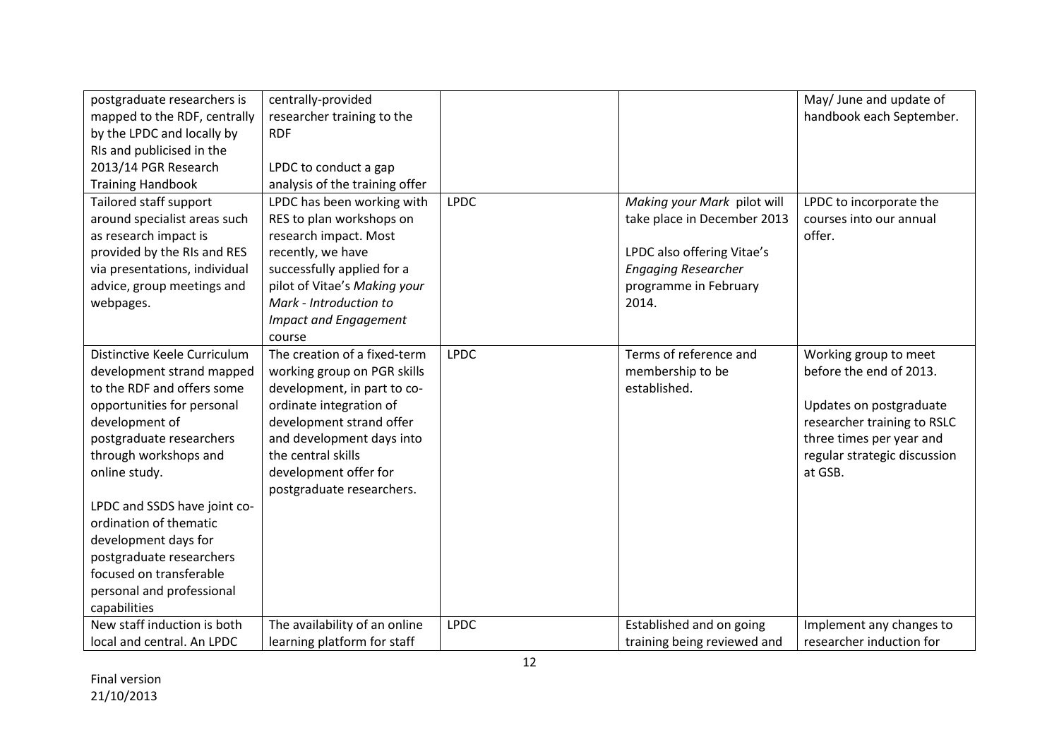| | | | | |
|---|---|---|---|---|
| postgraduate researchers is mapped to the RDF, centrally by the LPDC and locally by RIs and publicised in the 2013/14 PGR Research Training Handbook | centrally-provided researcher training to the RDF<br><br>LPDC to conduct a gap analysis of the training offer | | | May/ June and update of handbook each September. |
| Tailored staff support around specialist areas such as research impact is provided by the RIs and RES via presentations, individual advice, group meetings and webpages. | LPDC has been working with RES to plan workshops on research impact. Most recently, we have successfully applied for a pilot of Vitae's *Making your Mark - Introduction to Impact and Engagement* course | LPDC | *Making your Mark* pilot will take place in December 2013<br><br>LPDC also offering Vitae's *Engaging Researcher* programme in February 2014. | LPDC to incorporate the courses into our annual offer. |
| Distinctive Keele Curriculum development strand mapped to the RDF and offers some opportunities for personal development of postgraduate researchers through workshops and online study.<br><br>LPDC and SSDS have joint co-ordination of thematic development days for postgraduate researchers focused on transferable personal and professional capabilities | The creation of a fixed-term working group on PGR skills development, in part to co-ordinate integration of development strand offer and development days into the central skills development offer for postgraduate researchers. | LPDC | Terms of reference and membership to be established. | Working group to meet before the end of 2013.<br><br>Updates on postgraduate researcher training to RSLC three times per year and regular strategic discussion at GSB. |
| New staff induction is both local and central. An LPDC | The availability of an online learning platform for staff | LPDC | Established and on going training being reviewed and | Implement any changes to researcher induction for |

Final version
21/10/2013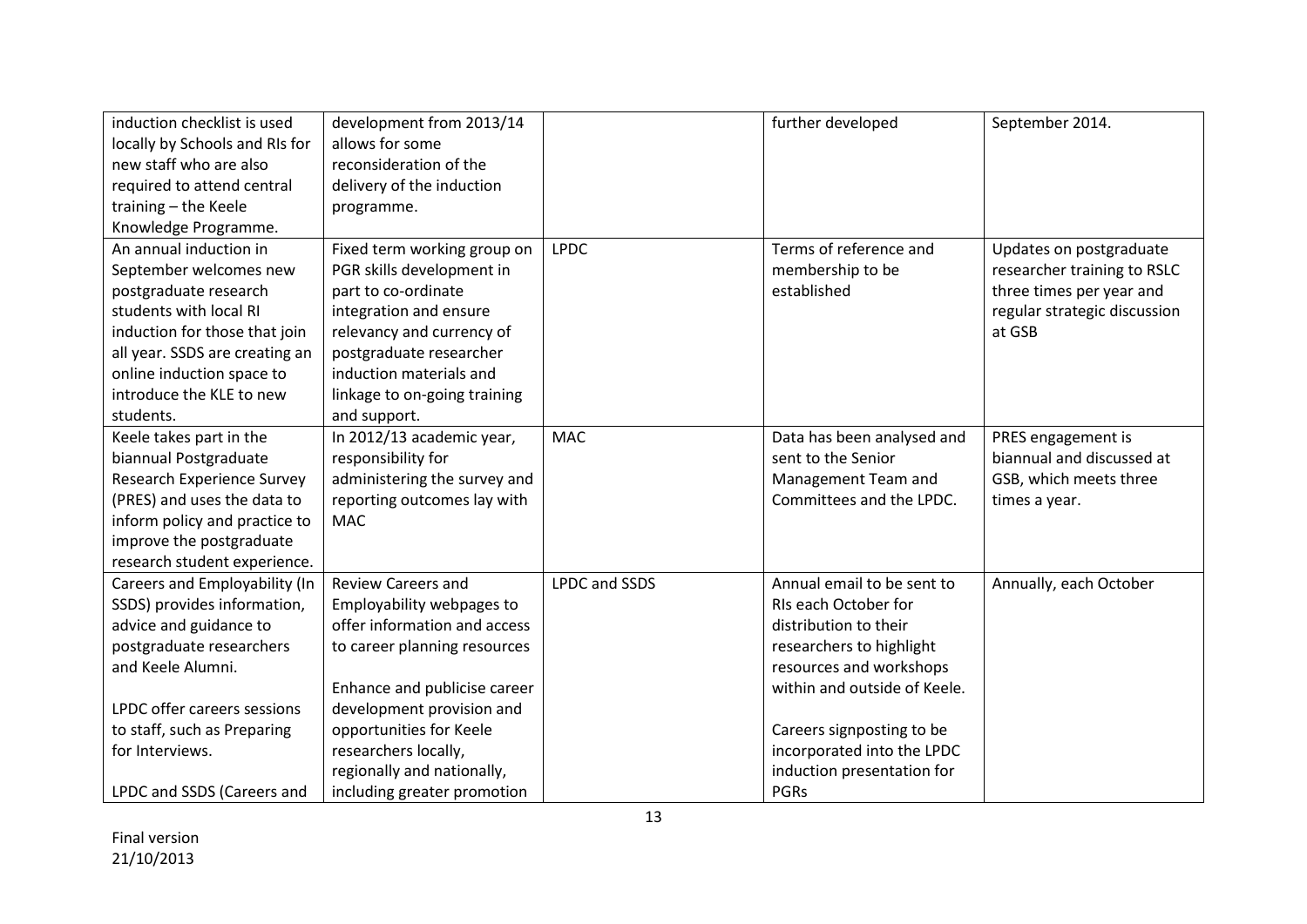| | | | | |
|---|---|---|---|---|
| induction checklist is used locally by Schools and RIs for new staff who are also required to attend central training – the Keele Knowledge Programme. | development from 2013/14 allows for some reconsideration of the delivery of the induction programme. | | further developed | September 2014. |
| An annual induction in September welcomes new postgraduate research students with local RI induction for those that join all year. SSDS are creating an online induction space to introduce the KLE to new students. | Fixed term working group on PGR skills development in part to co-ordinate integration and ensure relevancy and currency of postgraduate researcher induction materials and linkage to on-going training and support. | LPDC | Terms of reference and membership to be established | Updates on postgraduate researcher training to RSLC three times per year and regular strategic discussion at GSB |
| Keele takes part in the biannual Postgraduate Research Experience Survey (PRES) and uses the data to inform policy and practice to improve the postgraduate research student experience. | In 2012/13 academic year, responsibility for administering the survey and reporting outcomes lay with MAC | MAC | Data has been analysed and sent to the Senior Management Team and Committees and the LPDC. | PRES engagement is biannual and discussed at GSB, which meets three times a year. |
| Careers and Employability (In SSDS) provides information, advice and guidance to postgraduate researchers and Keele Alumni.<br><br>LPDC offer careers sessions to staff, such as Preparing for Interviews.<br><br>LPDC and SSDS (Careers and | Review Careers and Employability webpages to offer information and access to career planning resources<br><br>Enhance and publicise career development provision and opportunities for Keele researchers locally, regionally and nationally, including greater promotion | LPDC and SSDS | Annual email to be sent to RIs each October for distribution to their researchers to highlight resources and workshops within and outside of Keele.<br><br>Careers signposting to be incorporated into the LPDC induction presentation for PGRs | Annually, each October |

Final version
21/10/2013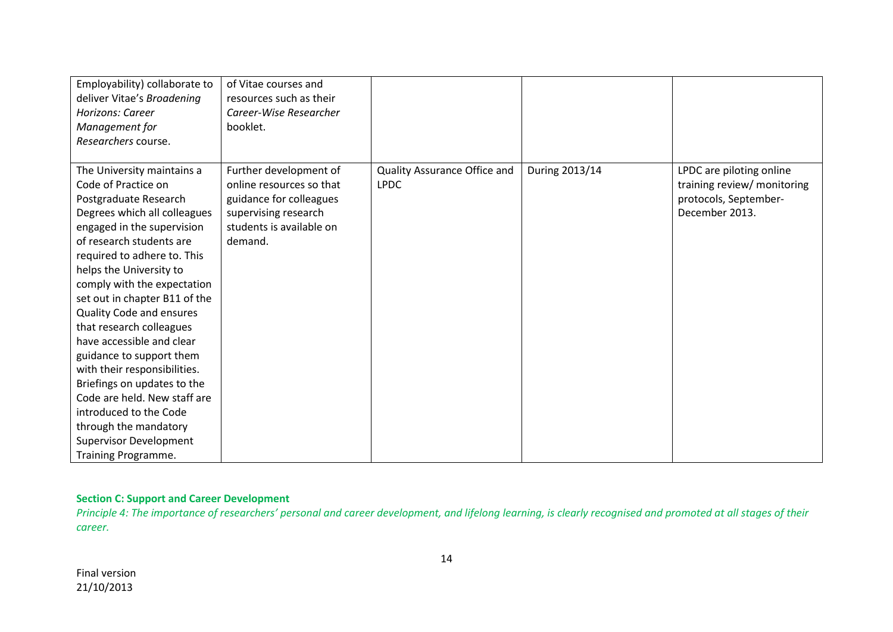| | | | | |
|---|---|---|---|---|
| Employability) collaborate to deliver Vitae's *Broadening Horizons: Career Management for Researchers* course. | of Vitae courses and resources such as their *Career-Wise Researcher* booklet. | | | |
| The University maintains a Code of Practice on Postgraduate Research Degrees which all colleagues engaged in the supervision of research students are required to adhere to. This helps the University to comply with the expectation set out in chapter B11 of the Quality Code and ensures that research colleagues have accessible and clear guidance to support them with their responsibilities. Briefings on updates to the Code are held. New staff are introduced to the Code through the mandatory Supervisor Development Training Programme. | Further development of online resources so that guidance for colleagues supervising research students is available on demand. | Quality Assurance Office and LPDC | During 2013/14 | LPDC are piloting online training review/ monitoring protocols, September-December 2013. |

**Section C: Support and Career Development**

*Principle 4: The importance of researchers' personal and career development, and lifelong learning, is clearly recognised and promoted at all stages of their career.*

Final version
21/10/2013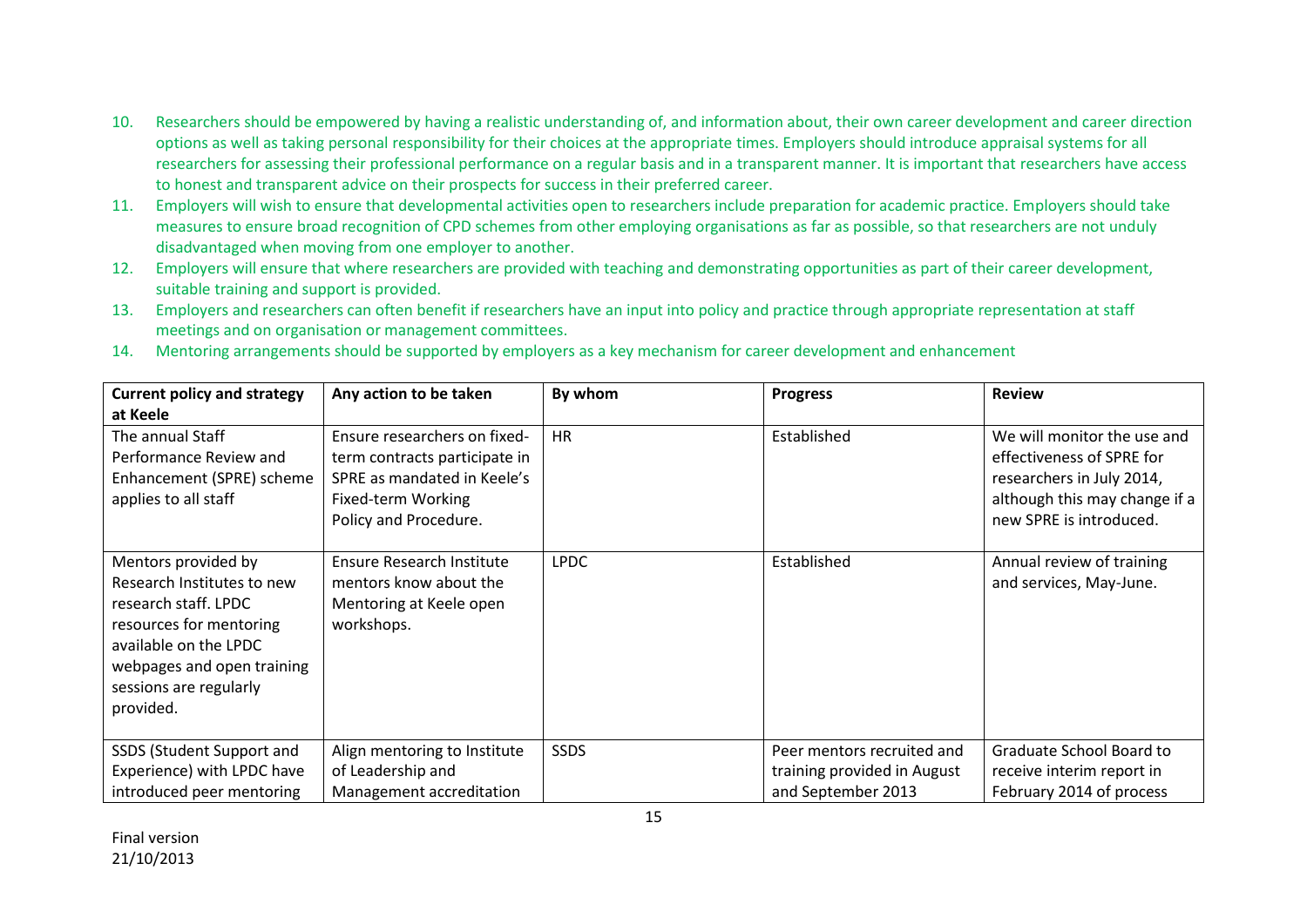10. Researchers should be empowered by having a realistic understanding of, and information about, their own career development and career direction options as well as taking personal responsibility for their choices at the appropriate times. Employers should introduce appraisal systems for all researchers for assessing their professional performance on a regular basis and in a transparent manner. It is important that researchers have access to honest and transparent advice on their prospects for success in their preferred career.
11. Employers will wish to ensure that developmental activities open to researchers include preparation for academic practice. Employers should take measures to ensure broad recognition of CPD schemes from other employing organisations as far as possible, so that researchers are not unduly disadvantaged when moving from one employer to another.
12. Employers will ensure that where researchers are provided with teaching and demonstrating opportunities as part of their career development, suitable training and support is provided.
13. Employers and researchers can often benefit if researchers have an input into policy and practice through appropriate representation at staff meetings and on organisation or management committees.
14. Mentoring arrangements should be supported by employers as a key mechanism for career development and enhancement

| Current policy and strategy at Keele | Any action to be taken | By whom | Progress | Review |
|---|---|---|---|---|
| The annual Staff Performance Review and Enhancement (SPRE) scheme applies to all staff | Ensure researchers on fixed-term contracts participate in SPRE as mandated in Keele's Fixed-term Working Policy and Procedure. | HR | Established | We will monitor the use and effectiveness of SPRE for researchers in July 2014, although this may change if a new SPRE is introduced. |
| Mentors provided by Research Institutes to new research staff. LPDC resources for mentoring available on the LPDC webpages and open training sessions are regularly provided. | Ensure Research Institute mentors know about the Mentoring at Keele open workshops. | LPDC | Established | Annual review of training and services, May-June. |
| SSDS (Student Support and Experience) with LPDC have introduced peer mentoring | Align mentoring to Institute of Leadership and Management accreditation | SSDS | Peer mentors recruited and training provided in August and September 2013 | Graduate School Board to receive interim report in February 2014 of process |

Final version
21/10/2013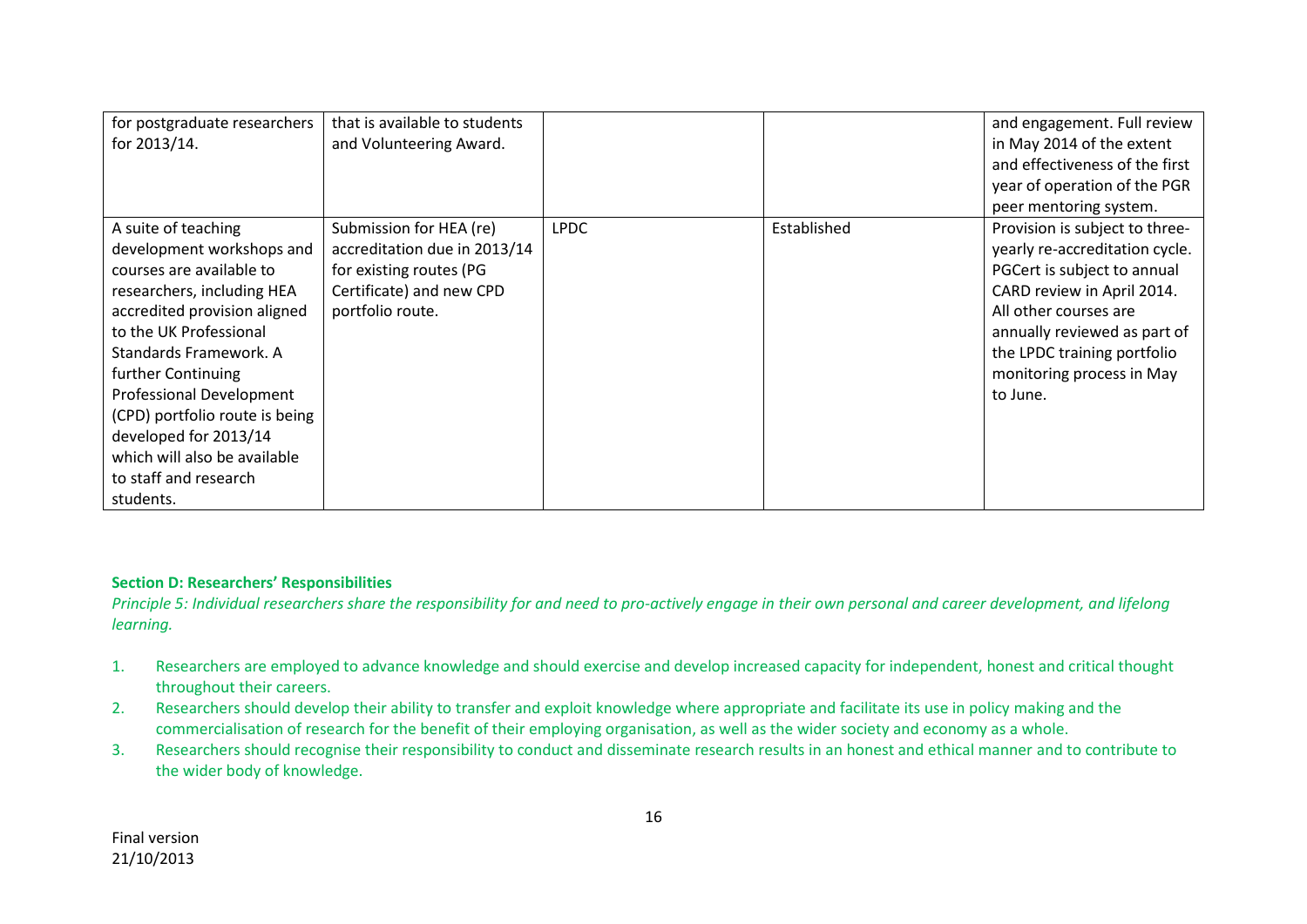| | | | | |
|---|---|---|---|---|
| for postgraduate researchers for 2013/14. | that is available to students and Volunteering Award. | | | and engagement. Full review in May 2014 of the extent and effectiveness of the first year of operation of the PGR peer mentoring system. |
| A suite of teaching development workshops and courses are available to researchers, including HEA accredited provision aligned to the UK Professional Standards Framework. A further Continuing Professional Development (CPD) portfolio route is being developed for 2013/14 which will also be available to staff and research students. | Submission for HEA (re) accreditation due in 2013/14 for existing routes (PG Certificate) and new CPD portfolio route. | LPDC | Established | Provision is subject to three-yearly re-accreditation cycle. PGCert is subject to annual CARD review in April 2014. All other courses are annually reviewed as part of the LPDC training portfolio monitoring process in May to June. |

**Section D: Researchers' Responsibilities**

*Principle 5: Individual researchers share the responsibility for and need to pro-actively engage in their own personal and career development, and lifelong learning.*

1. Researchers are employed to advance knowledge and should exercise and develop increased capacity for independent, honest and critical thought throughout their careers.
2. Researchers should develop their ability to transfer and exploit knowledge where appropriate and facilitate its use in policy making and the commercialisation of research for the benefit of their employing organisation, as well as the wider society and economy as a whole.
3. Researchers should recognise their responsibility to conduct and disseminate research results in an honest and ethical manner and to contribute to the wider body of knowledge.

Final version
21/10/2013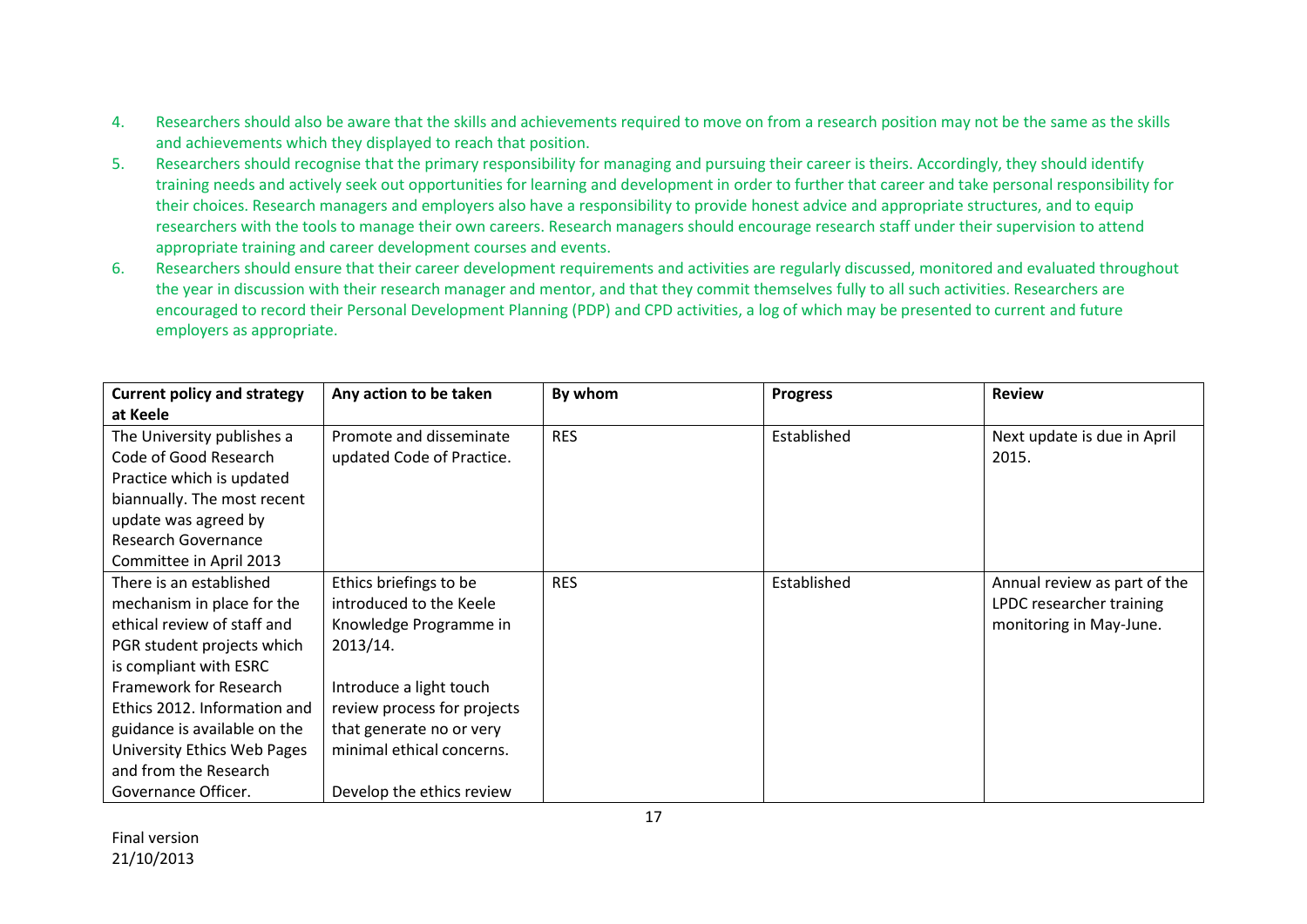4. Researchers should also be aware that the skills and achievements required to move on from a research position may not be the same as the skills and achievements which they displayed to reach that position.
5. Researchers should recognise that the primary responsibility for managing and pursuing their career is theirs. Accordingly, they should identify training needs and actively seek out opportunities for learning and development in order to further that career and take personal responsibility for their choices. Research managers and employers also have a responsibility to provide honest advice and appropriate structures, and to equip researchers with the tools to manage their own careers. Research managers should encourage research staff under their supervision to attend appropriate training and career development courses and events.
6. Researchers should ensure that their career development requirements and activities are regularly discussed, monitored and evaluated throughout the year in discussion with their research manager and mentor, and that they commit themselves fully to all such activities. Researchers are encouraged to record their Personal Development Planning (PDP) and CPD activities, a log of which may be presented to current and future employers as appropriate.

| Current policy and strategy at Keele | Any action to be taken | By whom | Progress | Review |
|---|---|---|---|---|
| The University publishes a Code of Good Research Practice which is updated biannually. The most recent update was agreed by Research Governance Committee in April 2013 | Promote and disseminate updated Code of Practice. | RES | Established | Next update is due in April 2015. |
| There is an established mechanism in place for the ethical review of staff and PGR student projects which is compliant with ESRC Framework for Research Ethics 2012. Information and guidance is available on the University Ethics Web Pages and from the Research Governance Officer. | Ethics briefings to be introduced to the Keele Knowledge Programme in 2013/14.<br><br>Introduce a light touch review process for projects that generate no or very minimal ethical concerns.<br><br>Develop the ethics review | RES | Established | Annual review as part of the LPDC researcher training monitoring in May-June. |

Final version
21/10/2013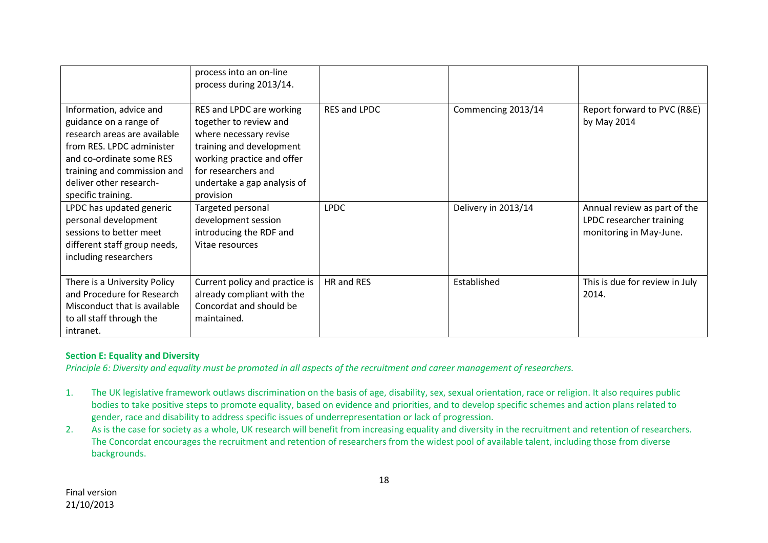| | | | | |
|---|---|---|---|---|
| | process into an on-line process during 2013/14. | | | |
| Information, advice and guidance on a range of research areas are available from RES. LPDC administer and co-ordinate some RES training and commission and deliver other research-specific training. | RES and LPDC are working together to review and where necessary revise training and development working practice and offer for researchers and undertake a gap analysis of provision | RES and LPDC | Commencing 2013/14 | Report forward to PVC (R&E) by May 2014 |
| LPDC has updated generic personal development sessions to better meet different staff group needs, including researchers | Targeted personal development session introducing the RDF and Vitae resources | LPDC | Delivery in 2013/14 | Annual review as part of the LPDC researcher training monitoring in May-June. |
| There is a University Policy and Procedure for Research Misconduct that is available to all staff through the intranet. | Current policy and practice is already compliant with the Concordat and should be maintained. | HR and RES | Established | This is due for review in July 2014. |

**Section E: Equality and Diversity**

*Principle 6: Diversity and equality must be promoted in all aspects of the recruitment and career management of researchers.*

1. The UK legislative framework outlaws discrimination on the basis of age, disability, sex, sexual orientation, race or religion. It also requires public bodies to take positive steps to promote equality, based on evidence and priorities, and to develop specific schemes and action plans related to gender, race and disability to address specific issues of underrepresentation or lack of progression.
2. As is the case for society as a whole, UK research will benefit from increasing equality and diversity in the recruitment and retention of researchers. The Concordat encourages the recruitment and retention of researchers from the widest pool of available talent, including those from diverse backgrounds.

Final version
21/10/2013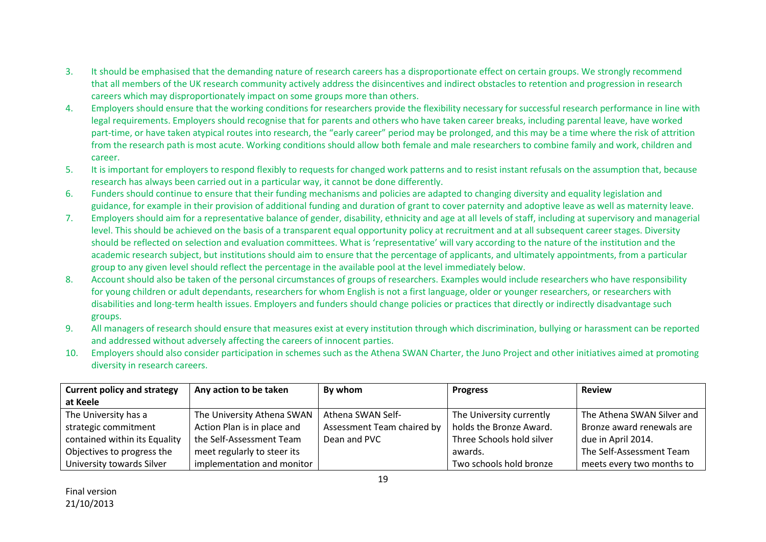3. It should be emphasised that the demanding nature of research careers has a disproportionate effect on certain groups. We strongly recommend that all members of the UK research community actively address the disincentives and indirect obstacles to retention and progression in research careers which may disproportionately impact on some groups more than others.
4. Employers should ensure that the working conditions for researchers provide the flexibility necessary for successful research performance in line with legal requirements. Employers should recognise that for parents and others who have taken career breaks, including parental leave, have worked part-time, or have taken atypical routes into research, the "early career" period may be prolonged, and this may be a time where the risk of attrition from the research path is most acute. Working conditions should allow both female and male researchers to combine family and work, children and career.
5. It is important for employers to respond flexibly to requests for changed work patterns and to resist instant refusals on the assumption that, because research has always been carried out in a particular way, it cannot be done differently.
6. Funders should continue to ensure that their funding mechanisms and policies are adapted to changing diversity and equality legislation and guidance, for example in their provision of additional funding and duration of grant to cover paternity and adoptive leave as well as maternity leave.
7. Employers should aim for a representative balance of gender, disability, ethnicity and age at all levels of staff, including at supervisory and managerial level. This should be achieved on the basis of a transparent equal opportunity policy at recruitment and at all subsequent career stages. Diversity should be reflected on selection and evaluation committees. What is 'representative' will vary according to the nature of the institution and the academic research subject, but institutions should aim to ensure that the percentage of applicants, and ultimately appointments, from a particular group to any given level should reflect the percentage in the available pool at the level immediately below.
8. Account should also be taken of the personal circumstances of groups of researchers. Examples would include researchers who have responsibility for young children or adult dependants, researchers for whom English is not a first language, older or younger researchers, or researchers with disabilities and long-term health issues. Employers and funders should change policies or practices that directly or indirectly disadvantage such groups.
9. All managers of research should ensure that measures exist at every institution through which discrimination, bullying or harassment can be reported and addressed without adversely affecting the careers of innocent parties.
10. Employers should also consider participation in schemes such as the Athena SWAN Charter, the Juno Project and other initiatives aimed at promoting diversity in research careers.

| Current policy and strategy at Keele | Any action to be taken | By whom | Progress | Review |
|---|---|---|---|---|
| The University has a strategic commitment contained within its Equality Objectives to progress the University towards Silver | The University Athena SWAN Action Plan is in place and the Self-Assessment Team meet regularly to steer its implementation and monitor | Athena SWAN Self-Assessment Team chaired by Dean and PVC | The University currently holds the Bronze Award. Three Schools hold silver awards. Two schools hold bronze | The Athena SWAN Silver and Bronze award renewals are due in April 2014. The Self-Assessment Team meets every two months to |

Final version
21/10/2013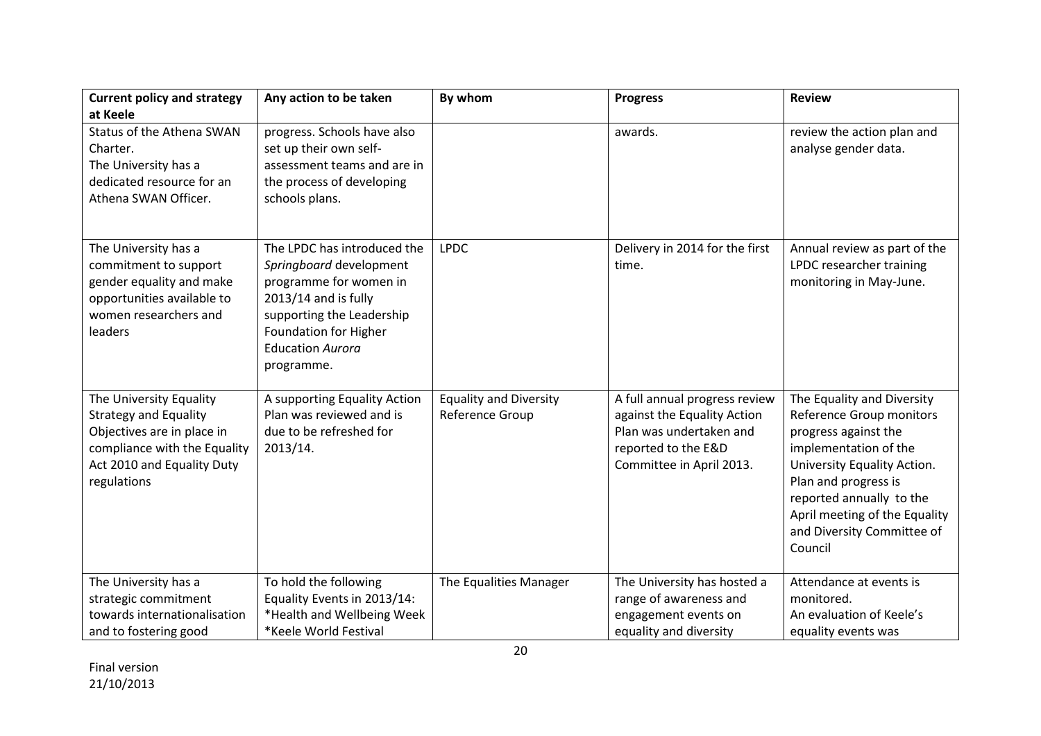| Current policy and strategy at Keele | Any action to be taken | By whom | Progress | Review |
|---|---|---|---|---|
| Status of the Athena SWAN Charter. The University has a dedicated resource for an Athena SWAN Officer. | progress. Schools have also set up their own self-assessment teams and are in the process of developing schools plans. | | awards. | review the action plan and analyse gender data. |
| The University has a commitment to support gender equality and make opportunities available to women researchers and leaders | The LPDC has introduced the *Springboard* development programme for women in 2013/14 and is fully supporting the Leadership Foundation for Higher Education *Aurora* programme. | LPDC | Delivery in 2014 for the first time. | Annual review as part of the LPDC researcher training monitoring in May-June. |
| The University Equality Strategy and Equality Objectives are in place in compliance with the Equality Act 2010 and Equality Duty regulations | A supporting Equality Action Plan was reviewed and is due to be refreshed for 2013/14. | Equality and Diversity Reference Group | A full annual progress review against the Equality Action Plan was undertaken and reported to the E&D Committee in April 2013. | The Equality and Diversity Reference Group monitors progress against the implementation of the University Equality Action. Plan and progress is reported annually to the April meeting of the Equality and Diversity Committee of Council |
| The University has a strategic commitment towards internationalisation and to fostering good | To hold the following Equality Events in 2013/14:<br>*Health and Wellbeing Week<br>*Keele World Festival | The Equalities Manager | The University has hosted a range of awareness and engagement events on equality and diversity | Attendance at events is monitored.<br>An evaluation of Keele's equality events was |

Final version
21/10/2013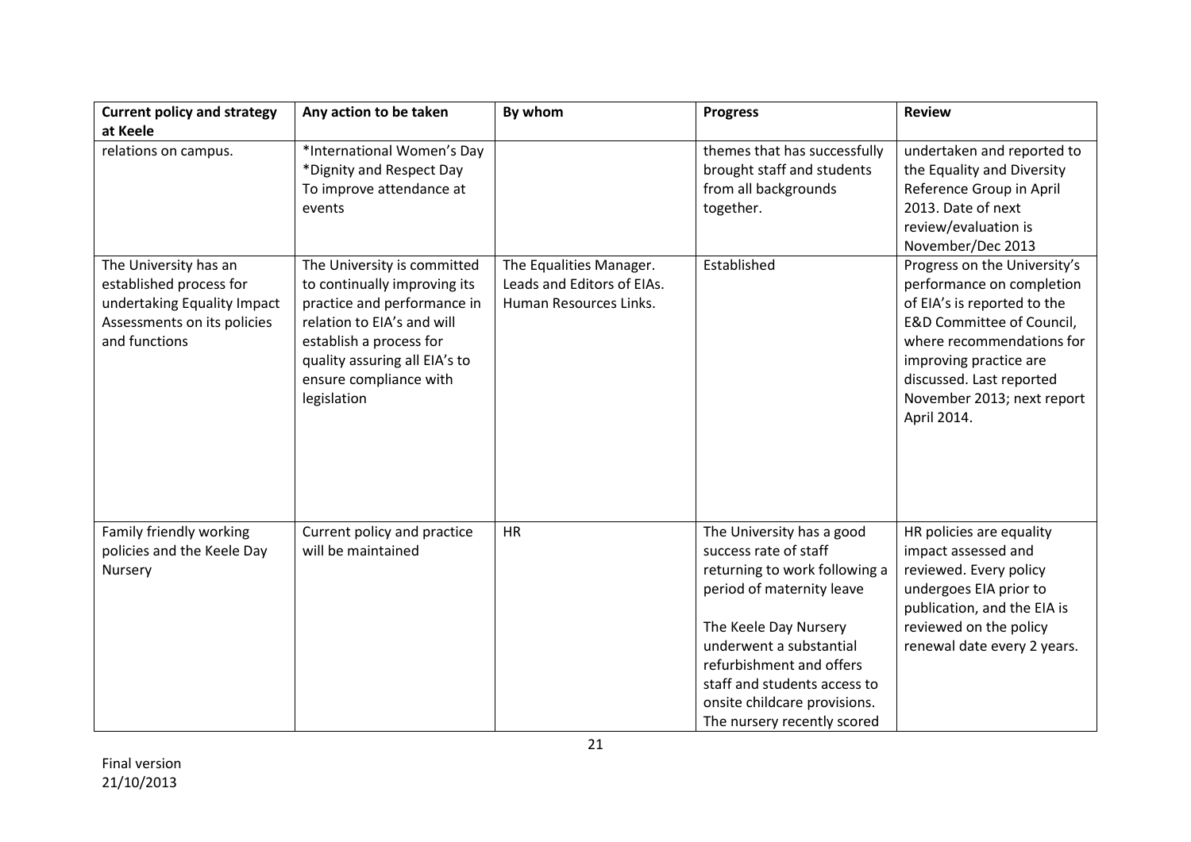| Current policy and strategy at Keele | Any action to be taken | By whom | Progress | Review |
|---|---|---|---|---|
| relations on campus. | *International Women's Day<br>*Dignity and Respect Day<br>To improve attendance at events | | themes that has successfully brought staff and students from all backgrounds together. | undertaken and reported to the Equality and Diversity Reference Group in April 2013. Date of next review/evaluation is November/Dec 2013 |
| The University has an established process for undertaking Equality Impact Assessments on its policies and functions | The University is committed to continually improving its practice and performance in relation to EIA's and will establish a process for quality assuring all EIA's to ensure compliance with legislation | The Equalities Manager. Leads and Editors of EIAs. Human Resources Links. | Established | Progress on the University's performance on completion of EIA's is reported to the E&D Committee of Council, where recommendations for improving practice are discussed. Last reported November 2013; next report April 2014. |
| Family friendly working policies and the Keele Day Nursery | Current policy and practice will be maintained | HR | The University has a good success rate of staff returning to work following a period of maternity leave<br><br>The Keele Day Nursery underwent a substantial refurbishment and offers staff and students access to onsite childcare provisions. The nursery recently scored | HR policies are equality impact assessed and reviewed. Every policy undergoes EIA prior to publication, and the EIA is reviewed on the policy renewal date every 2 years. |

Final version
21/10/2013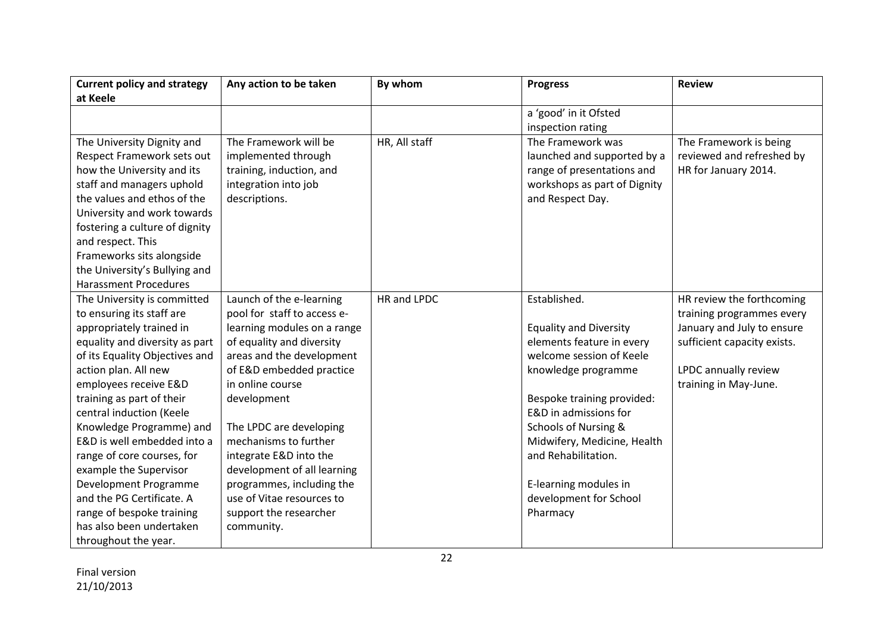| Current policy and strategy at Keele | Any action to be taken | By whom | Progress | Review |
|---|---|---|---|---|
| | | | a 'good' in it Ofsted inspection rating | |
| The University Dignity and Respect Framework sets out how the University and its staff and managers uphold the values and ethos of the University and work towards fostering a culture of dignity and respect. This Frameworks sits alongside the University's Bullying and Harassment Procedures | The Framework will be implemented through training, induction, and integration into job descriptions. | HR, All staff | The Framework was launched and supported by a range of presentations and workshops as part of Dignity and Respect Day. | The Framework is being reviewed and refreshed by HR for January 2014. |
| The University is committed to ensuring its staff are appropriately trained in equality and diversity as part of its Equality Objectives and action plan. All new employees receive E&D training as part of their central induction (Keele Knowledge Programme) and E&D is well embedded into a range of core courses, for example the Supervisor Development Programme and the PG Certificate. A range of bespoke training has also been undertaken throughout the year. | Launch of the e-learning pool for staff to access e-learning modules on a range of equality and diversity areas and the development of E&D embedded practice in online course development<br><br>The LPDC are developing mechanisms to further integrate E&D into the development of all learning programmes, including the use of Vitae resources to support the researcher community. | HR and LPDC | Established.<br><br>Equality and Diversity elements feature in every welcome session of Keele knowledge programme<br><br>Bespoke training provided: E&D in admissions for Schools of Nursing & Midwifery, Medicine, Health and Rehabilitation.<br><br>E-learning modules in development for School Pharmacy | HR review the forthcoming training programmes every January and July to ensure sufficient capacity exists.<br><br>LPDC annually review training in May-June. |

Final version
21/10/2013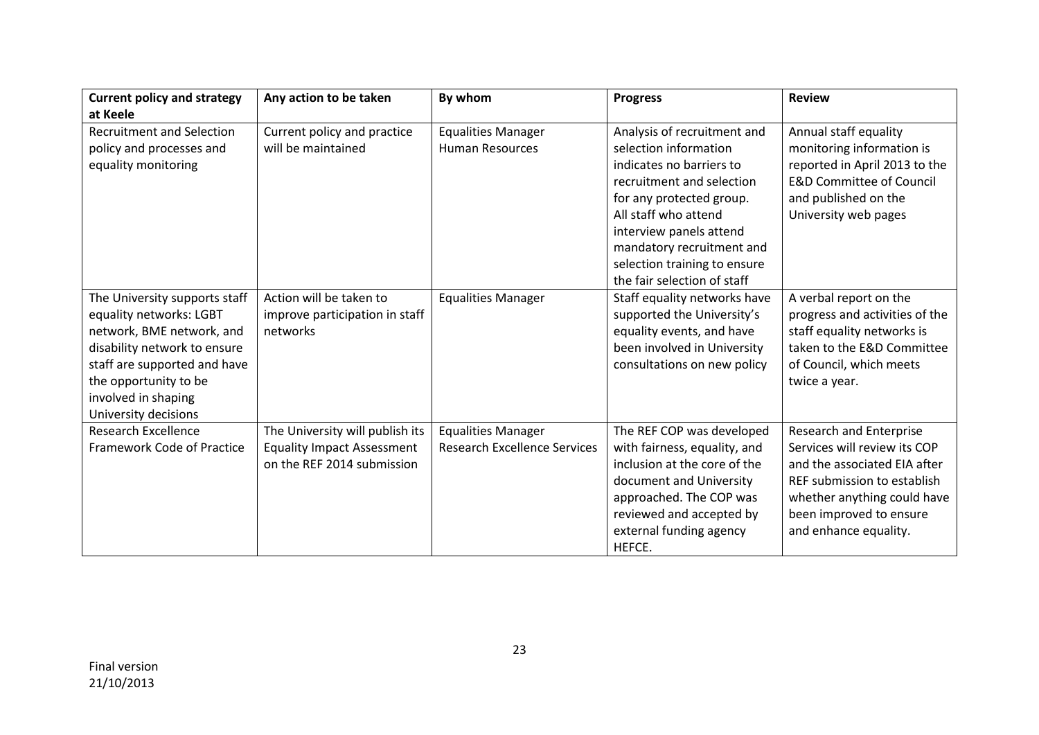| Current policy and strategy at Keele | Any action to be taken | By whom | Progress | Review |
|---|---|---|---|---|
| Recruitment and Selection policy and processes and equality monitoring | Current policy and practice will be maintained | Equalities Manager<br>Human Resources | Analysis of recruitment and selection information indicates no barriers to recruitment and selection for any protected group. All staff who attend interview panels attend mandatory recruitment and selection training to ensure the fair selection of staff | Annual staff equality monitoring information is reported in April 2013 to the E&D Committee of Council and published on the University web pages |
| The University supports staff equality networks: LGBT network, BME network, and disability network to ensure staff are supported and have the opportunity to be involved in shaping University decisions | Action will be taken to improve participation in staff networks | Equalities Manager | Staff equality networks have supported the University's equality events, and have been involved in University consultations on new policy | A verbal report on the progress and activities of the staff equality networks is taken to the E&D Committee of Council, which meets twice a year. |
| Research Excellence Framework Code of Practice | The University will publish its Equality Impact Assessment on the REF 2014 submission | Equalities Manager<br>Research Excellence Services | The REF COP was developed with fairness, equality, and inclusion at the core of the document and University approached. The COP was reviewed and accepted by external funding agency HEFCE. | Research and Enterprise Services will review its COP and the associated EIA after REF submission to establish whether anything could have been improved to ensure and enhance equality. |

Final version
21/10/2013